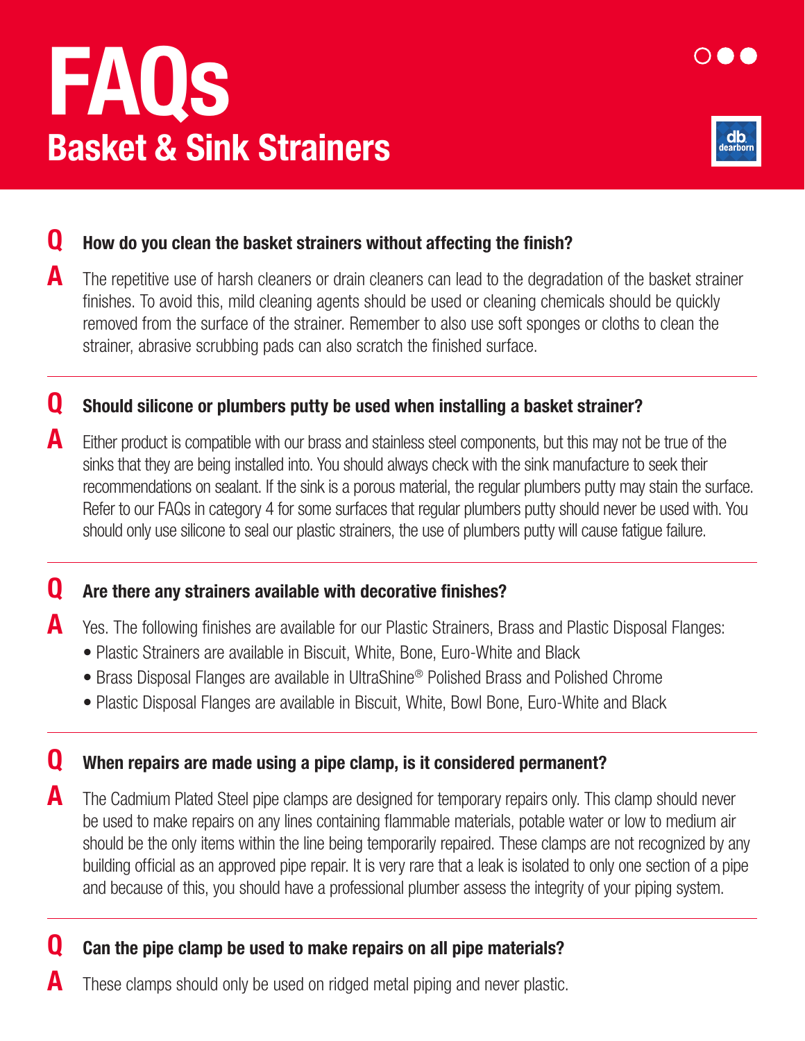# FAQs

## Basket & Sink Strainers

**Q** **How do you clean the basket strainers without affecting the finish?**

**A** The repetitive use of harsh cleaners or drain cleaners can lead to the degradation of the basket strainer finishes. To avoid this, mild cleaning agents should be used or cleaning chemicals should be quickly removed from the surface of the strainer. Remember to also use soft sponges or cloths to clean the strainer, abrasive scrubbing pads can also scratch the finished surface.

---

**Q** **Should silicone or plumbers putty be used when installing a basket strainer?**

**A** Either product is compatible with our brass and stainless steel components, but this may not be true of the sinks that they are being installed into. You should always check with the sink manufacture to seek their recommendations on sealant. If the sink is a porous material, the regular plumbers putty may stain the surface. Refer to our FAQs in category 4 for some surfaces that regular plumbers putty should never be used with. You should only use silicone to seal our plastic strainers, the use of plumbers putty will cause fatigue failure.

---

**Q** **Are there any strainers available with decorative finishes?**

**A** Yes. The following finishes are available for our Plastic Strainers, Brass and Plastic Disposal Flanges:

- Plastic Strainers are available in Biscuit, White, Bone, Euro-White and Black
- Brass Disposal Flanges are available in UltraShine® Polished Brass and Polished Chrome
- Plastic Disposal Flanges are available in Biscuit, White, Bowl Bone, Euro-White and Black

---

**Q** **When repairs are made using a pipe clamp, is it considered permanent?**

**A** The Cadmium Plated Steel pipe clamps are designed for temporary repairs only. This clamp should never be used to make repairs on any lines containing flammable materials, potable water or low to medium air should be the only items within the line being temporarily repaired. These clamps are not recognized by any building official as an approved pipe repair. It is very rare that a leak is isolated to only one section of a pipe and because of this, you should have a professional plumber assess the integrity of your piping system.

---

**Q** **Can the pipe clamp be used to make repairs on all pipe materials?**

**A** These clamps should only be used on ridged metal piping and never plastic.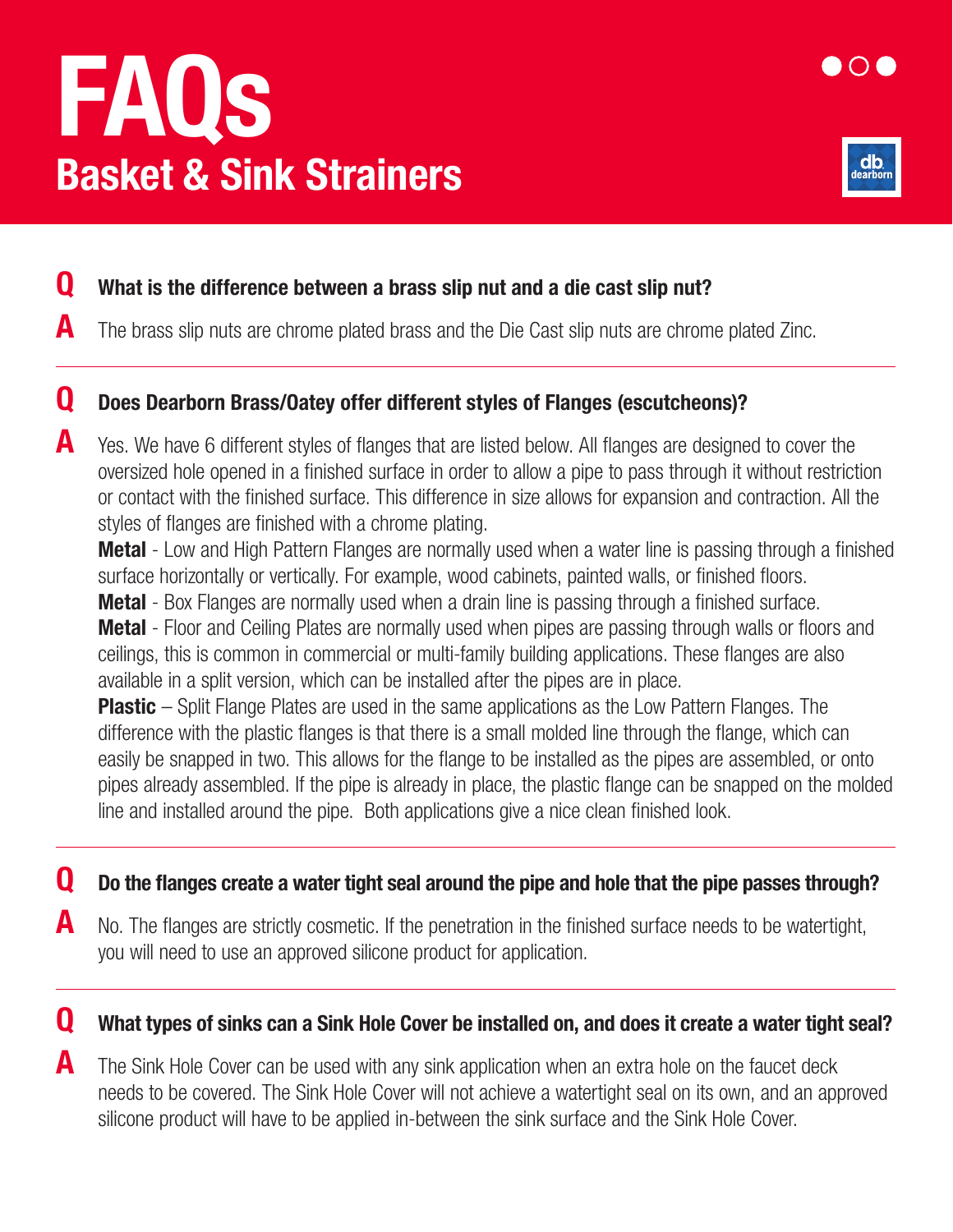# FAQs

## Basket & Sink Strainers

**Q** **What is the difference between a brass slip nut and a die cast slip nut?**

**A** The brass slip nuts are chrome plated brass and the Die Cast slip nuts are chrome plated Zinc.

---

**Q** **Does Dearborn Brass/Oatey offer different styles of Flanges (escutcheons)?**

**A** Yes. We have 6 different styles of flanges that are listed below. All flanges are designed to cover the oversized hole opened in a finished surface in order to allow a pipe to pass through it without restriction or contact with the finished surface. This difference in size allows for expansion and contraction. All the styles of flanges are finished with a chrome plating.

**Metal** - Low and High Pattern Flanges are normally used when a water line is passing through a finished surface horizontally or vertically. For example, wood cabinets, painted walls, or finished floors.

**Metal** - Box Flanges are normally used when a drain line is passing through a finished surface.

**Metal** - Floor and Ceiling Plates are normally used when pipes are passing through walls or floors and ceilings, this is common in commercial or multi-family building applications. These flanges are also available in a split version, which can be installed after the pipes are in place.

**Plastic** – Split Flange Plates are used in the same applications as the Low Pattern Flanges. The difference with the plastic flanges is that there is a small molded line through the flange, which can easily be snapped in two. This allows for the flange to be installed as the pipes are assembled, or onto pipes already assembled. If the pipe is already in place, the plastic flange can be snapped on the molded line and installed around the pipe. Both applications give a nice clean finished look.

---

**Q** **Do the flanges create a water tight seal around the pipe and hole that the pipe passes through?**

**A** No. The flanges are strictly cosmetic. If the penetration in the finished surface needs to be watertight, you will need to use an approved silicone product for application.

---

**Q** **What types of sinks can a Sink Hole Cover be installed on, and does it create a water tight seal?**

**A** The Sink Hole Cover can be used with any sink application when an extra hole on the faucet deck needs to be covered. The Sink Hole Cover will not achieve a watertight seal on its own, and an approved silicone product will have to be applied in-between the sink surface and the Sink Hole Cover.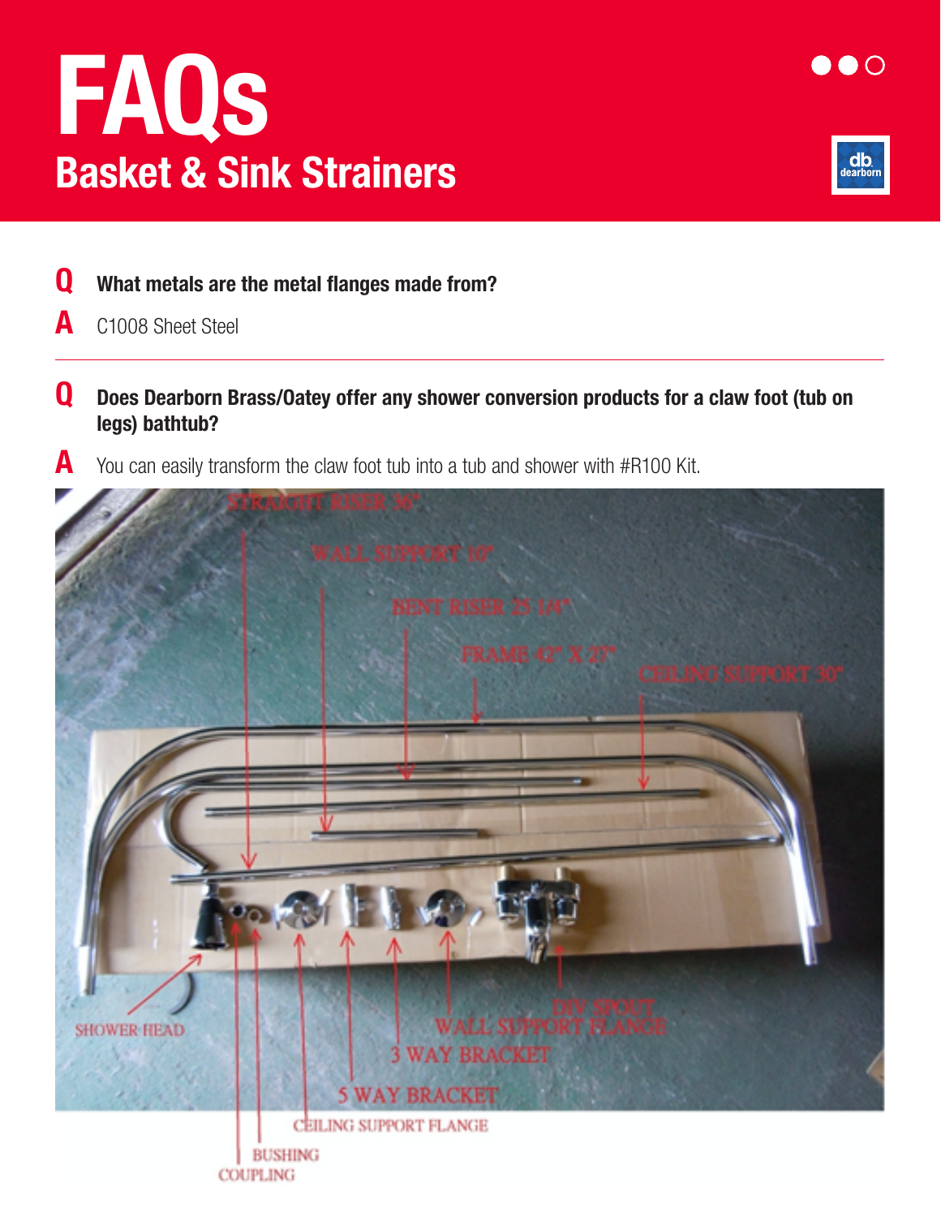# FAQs

## Basket & Sink Strainers

**Q** **What metals are the metal flanges made from?**

**A** C1008 Sheet Steel

---

**Q** **Does Dearborn Brass/Oatey offer any shower conversion products for a claw foot (tub on legs) bathtub?**

**A** You can easily transform the claw foot tub into a tub and shower with #R100 Kit.

STRAIGHT RISER 36"
WALL SUPPORT 10"
BENT RISER 25 1/4"
FRAME 42" X 27"
CEILING SUPPORT 30"
SHOWER HEAD
DIV SPOUT
WALL SUPPORT FLANGE
3 WAY BRACKET
5 WAY BRACKET
CEILING SUPPORT FLANGE
BUSHING
COUPLING